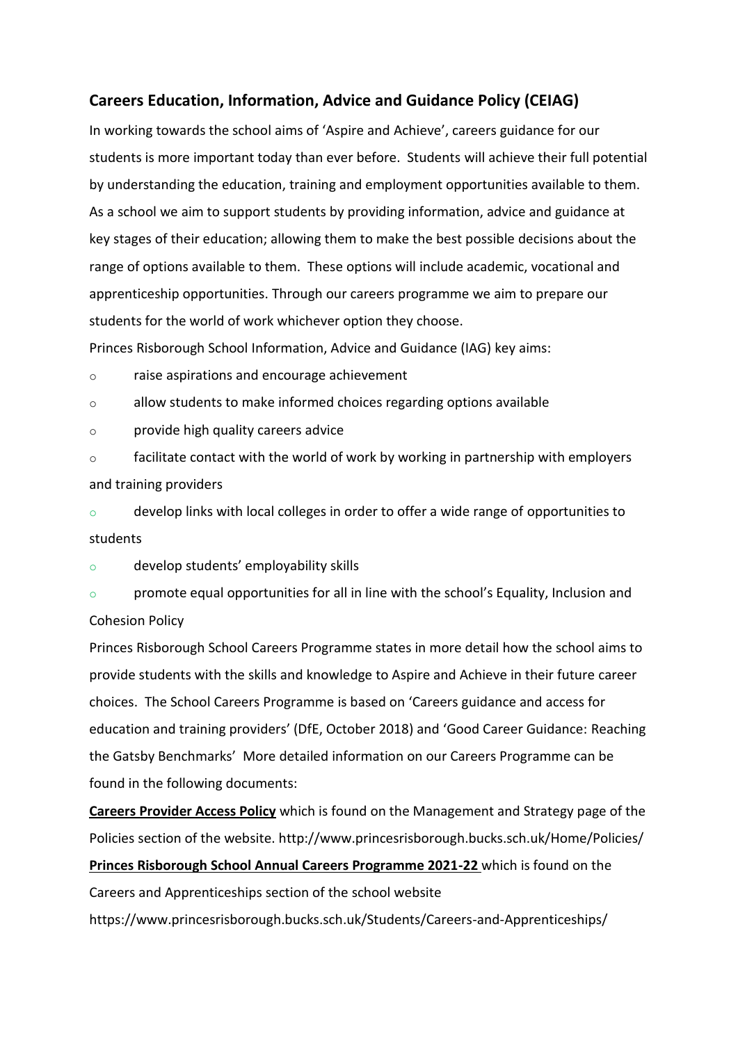## Careers Education, Information, Advice and Guidance Policy (CEIAG)

In working towards the school aims of 'Aspire and Achieve', careers guidance for our students is more important today than ever before. Students will achieve their full potential by understanding the education, training and employment opportunities available to them. As a school we aim to support students by providing information, advice and guidance at key stages of their education; allowing them to make the best possible decisions about the range of options available to them. These options will include academic, vocational and apprenticeship opportunities. Through our careers programme we aim to prepare our students for the world of work whichever option they choose.

Princes Risborough School Information, Advice and Guidance (IAG) key aims:

- raise aspirations and encourage achievement
- allow students to make informed choices regarding options available
- provide high quality careers advice
- facilitate contact with the world of work by working in partnership with employers and training providers
- develop links with local colleges in order to offer a wide range of opportunities to students
- develop students' employability skills
- promote equal opportunities for all in line with the school's Equality, Inclusion and Cohesion Policy

Princes Risborough School Careers Programme states in more detail how the school aims to provide students with the skills and knowledge to Aspire and Achieve in their future career choices. The School Careers Programme is based on 'Careers guidance and access for education and training providers' (DfE, October 2018) and 'Good Career Guidance: Reaching the Gatsby Benchmarks' More detailed information on our Careers Programme can be found in the following documents:

**Careers Provider Access Policy** which is found on the Management and Strategy page of the Policies section of the website. http://www.princesrisborough.bucks.sch.uk/Home/Policies/

**Princes Risborough School Annual Careers Programme 2021-22** which is found on the Careers and Apprenticeships section of the school website https://www.princesrisborough.bucks.sch.uk/Students/Careers-and-Apprenticeships/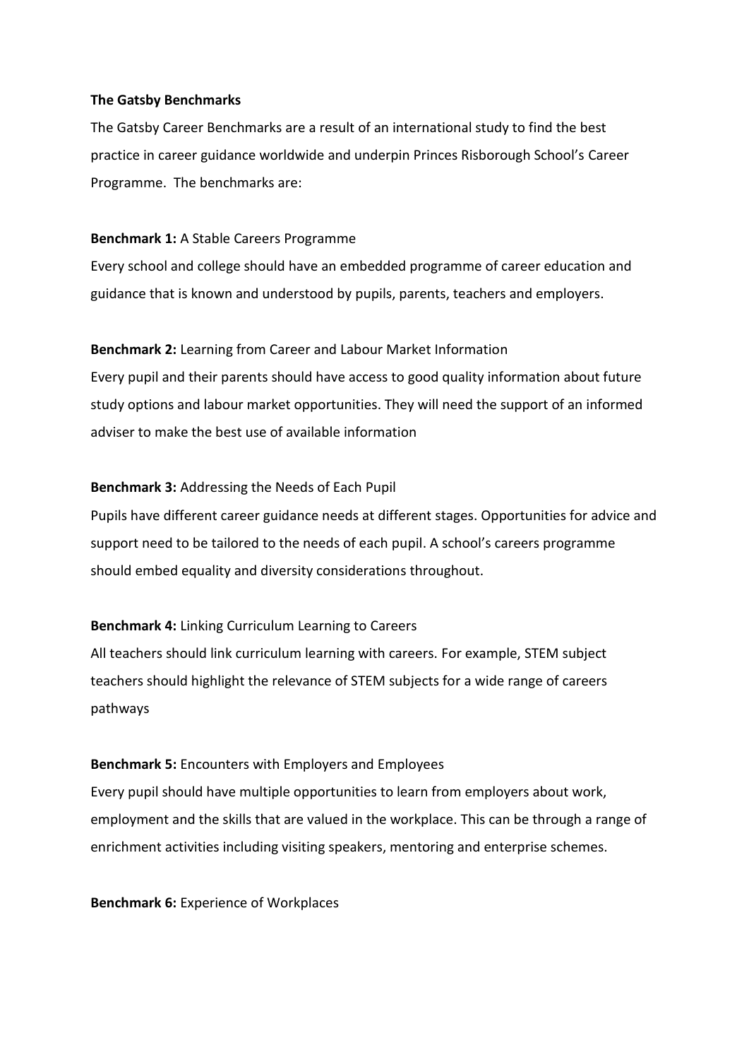**The Gatsby Benchmarks**

The Gatsby Career Benchmarks are a result of an international study to find the best practice in career guidance worldwide and underpin Princes Risborough School's Career Programme. The benchmarks are:

**Benchmark 1:** A Stable Careers Programme

Every school and college should have an embedded programme of career education and guidance that is known and understood by pupils, parents, teachers and employers.

**Benchmark 2:** Learning from Career and Labour Market Information

Every pupil and their parents should have access to good quality information about future study options and labour market opportunities. They will need the support of an informed adviser to make the best use of available information

**Benchmark 3:** Addressing the Needs of Each Pupil

Pupils have different career guidance needs at different stages. Opportunities for advice and support need to be tailored to the needs of each pupil. A school's careers programme should embed equality and diversity considerations throughout.

**Benchmark 4:** Linking Curriculum Learning to Careers

All teachers should link curriculum learning with careers. For example, STEM subject teachers should highlight the relevance of STEM subjects for a wide range of careers pathways

**Benchmark 5:** Encounters with Employers and Employees

Every pupil should have multiple opportunities to learn from employers about work, employment and the skills that are valued in the workplace. This can be through a range of enrichment activities including visiting speakers, mentoring and enterprise schemes.

**Benchmark 6:** Experience of Workplaces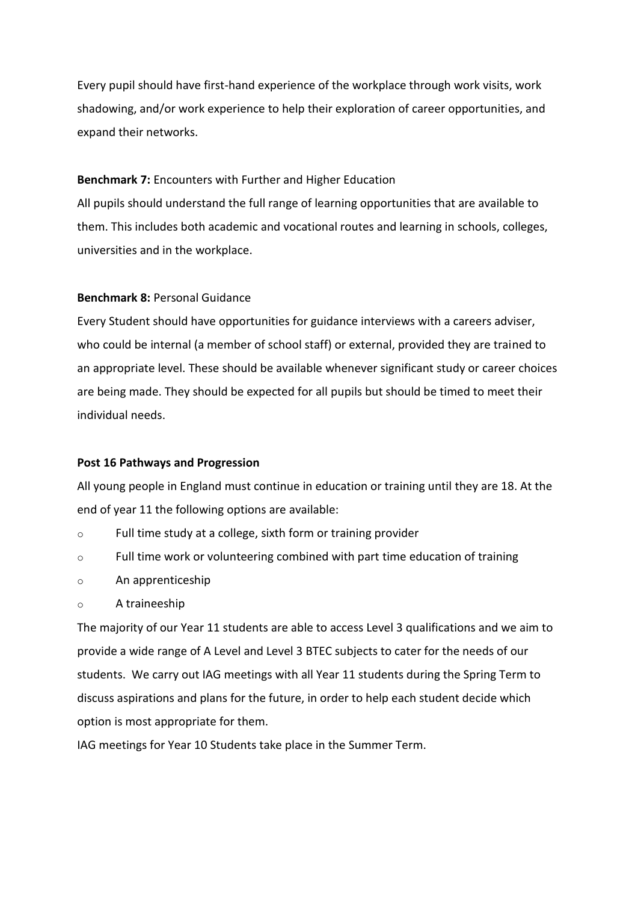Every pupil should have first-hand experience of the workplace through work visits, work shadowing, and/or work experience to help their exploration of career opportunities, and expand their networks.

**Benchmark 7:** Encounters with Further and Higher Education

All pupils should understand the full range of learning opportunities that are available to them. This includes both academic and vocational routes and learning in schools, colleges, universities and in the workplace.

**Benchmark 8:** Personal Guidance

Every Student should have opportunities for guidance interviews with a careers adviser, who could be internal (a member of school staff) or external, provided they are trained to an appropriate level. These should be available whenever significant study or career choices are being made. They should be expected for all pupils but should be timed to meet their individual needs.

**Post 16 Pathways and Progression**

All young people in England must continue in education or training until they are 18. At the end of year 11 the following options are available:

- Full time study at a college, sixth form or training provider
- Full time work or volunteering combined with part time education of training
- An apprenticeship
- A traineeship

The majority of our Year 11 students are able to access Level 3 qualifications and we aim to provide a wide range of A Level and Level 3 BTEC subjects to cater for the needs of our students. We carry out IAG meetings with all Year 11 students during the Spring Term to discuss aspirations and plans for the future, in order to help each student decide which option is most appropriate for them.

IAG meetings for Year 10 Students take place in the Summer Term.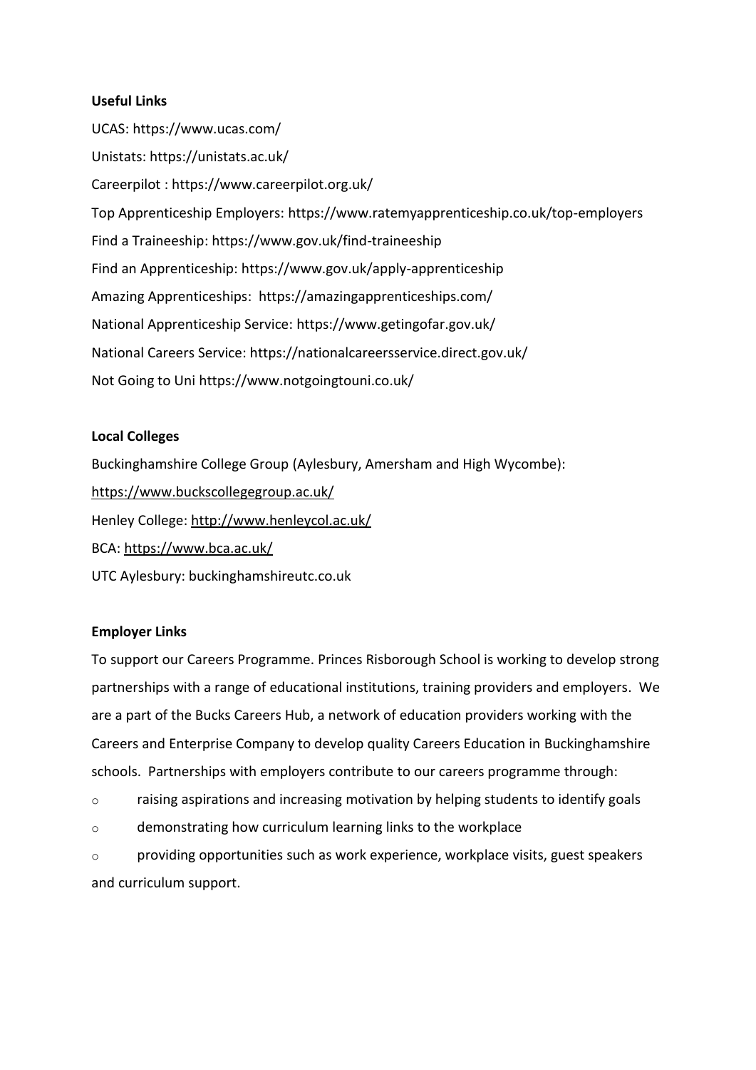**Useful Links**

UCAS: https://www.ucas.com/

Unistats: https://unistats.ac.uk/

Careerpilot : https://www.careerpilot.org.uk/

Top Apprenticeship Employers: https://www.ratemyapprenticeship.co.uk/top-employers

Find a Traineeship: https://www.gov.uk/find-traineeship

Find an Apprenticeship: https://www.gov.uk/apply-apprenticeship

Amazing Apprenticeships: https://amazingapprenticeships.com/

National Apprenticeship Service: https://www.getingofar.gov.uk/

National Careers Service: https://nationalcareersservice.direct.gov.uk/

Not Going to Uni https://www.notgoingtouni.co.uk/

**Local Colleges**

Buckinghamshire College Group (Aylesbury, Amersham and High Wycombe):

https://www.buckscollegegroup.ac.uk/

Henley College: http://www.henleycol.ac.uk/

BCA: https://www.bca.ac.uk/

UTC Aylesbury: buckinghamshireutc.co.uk

**Employer Links**

To support our Careers Programme. Princes Risborough School is working to develop strong partnerships with a range of educational institutions, training providers and employers. We are a part of the Bucks Careers Hub, a network of education providers working with the Careers and Enterprise Company to develop quality Careers Education in Buckinghamshire schools. Partnerships with employers contribute to our careers programme through:

- raising aspirations and increasing motivation by helping students to identify goals
- demonstrating how curriculum learning links to the workplace
- providing opportunities such as work experience, workplace visits, guest speakers and curriculum support.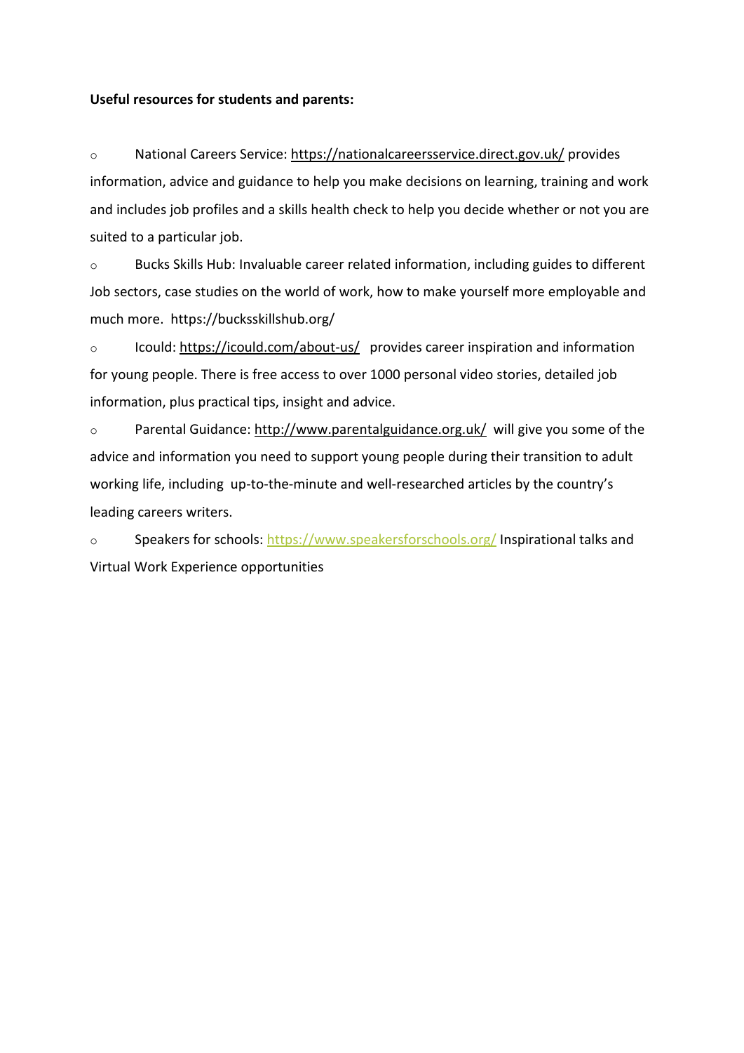**Useful resources for students and parents:**

- National Careers Service: https://nationalcareersservice.direct.gov.uk/ provides information, advice and guidance to help you make decisions on learning, training and work and includes job profiles and a skills health check to help you decide whether or not you are suited to a particular job.
- Bucks Skills Hub: Invaluable career related information, including guides to different Job sectors, case studies on the world of work, how to make yourself more employable and much more. https://bucksskillshub.org/
- Icould: https://icould.com/about-us/ provides career inspiration and information for young people. There is free access to over 1000 personal video stories, detailed job information, plus practical tips, insight and advice.
- Parental Guidance: http://www.parentalguidance.org.uk/ will give you some of the advice and information you need to support young people during their transition to adult working life, including up-to-the-minute and well-researched articles by the country's leading careers writers.
- Speakers for schools: https://www.speakersforschools.org/ Inspirational talks and Virtual Work Experience opportunities